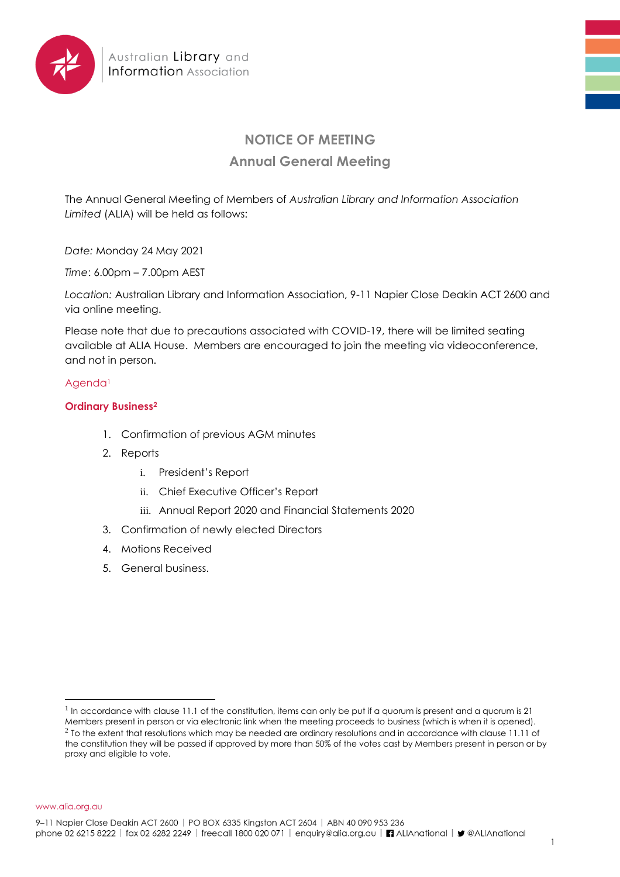Australian Library and Information Association

# NOTICE OF MEETING

## Annual General Meeting

The Annual General Meeting of Members of *Australian Library and Information Association Limited* (ALIA) will be held as follows:

*Date:* Monday 24 May 2021

*Time*: 6.00pm – 7.00pm AEST

*Location:* Australian Library and Information Association, 9-11 Napier Close Deakin ACT 2600 and via online meeting.

Please note that due to precautions associated with COVID-19, there will be limited seating available at ALIA House. Members are encouraged to join the meeting via videoconference, and not in person.

### Agenda[1]

### Ordinary Business[2]

1. Confirmation of previous AGM minutes
2. Reports
   i. President's Report
   ii. Chief Executive Officer's Report
   iii. Annual Report 2020 and Financial Statements 2020
3. Confirmation of newly elected Directors
4. Motions Received
5. General business.

---

[1] In accordance with clause 11.1 of the constitution, items can only be put if a quorum is present and a quorum is 21 Members present in person or via electronic link when the meeting proceeds to business (which is when it is opened).

[2] To the extent that resolutions which may be needed are ordinary resolutions and in accordance with clause 11.11 of the constitution they will be passed if approved by more than 50% of the votes cast by Members present in person or by proxy and eligible to vote.

www.alia.org.au

9–11 Napier Close Deakin ACT 2600 | PO BOX 6335 Kingston ACT 2604 | ABN 40 090 953 236
phone 02 6215 8222 | fax 02 6282 2249 | freecall 1800 020 071 | enquiry@alia.org.au | ALIAnational | @ALIAnational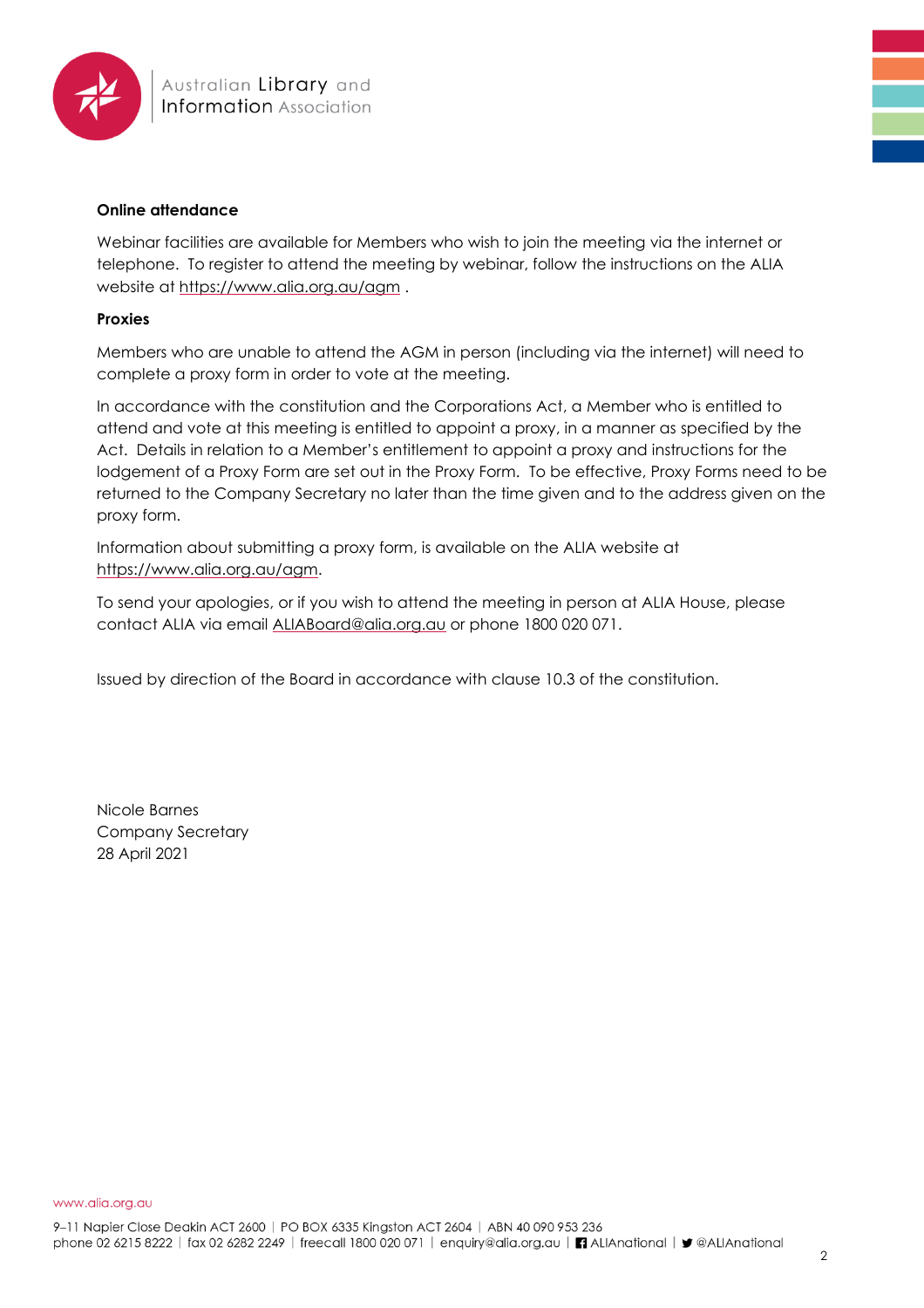**Online attendance**

Webinar facilities are available for Members who wish to join the meeting via the internet or telephone. To register to attend the meeting by webinar, follow the instructions on the ALIA website at https://www.alia.org.au/agm .

**Proxies**

Members who are unable to attend the AGM in person (including via the internet) will need to complete a proxy form in order to vote at the meeting.

In accordance with the constitution and the Corporations Act, a Member who is entitled to attend and vote at this meeting is entitled to appoint a proxy, in a manner as specified by the Act. Details in relation to a Member's entitlement to appoint a proxy and instructions for the lodgement of a Proxy Form are set out in the Proxy Form. To be effective, Proxy Forms need to be returned to the Company Secretary no later than the time given and to the address given on the proxy form.

Information about submitting a proxy form, is available on the ALIA website at https://www.alia.org.au/agm.

To send your apologies, or if you wish to attend the meeting in person at ALIA House, please contact ALIA via email ALIABoard@alia.org.au or phone 1800 020 071.

Issued by direction of the Board in accordance with clause 10.3 of the constitution.

Nicole Barnes
Company Secretary
28 April 2021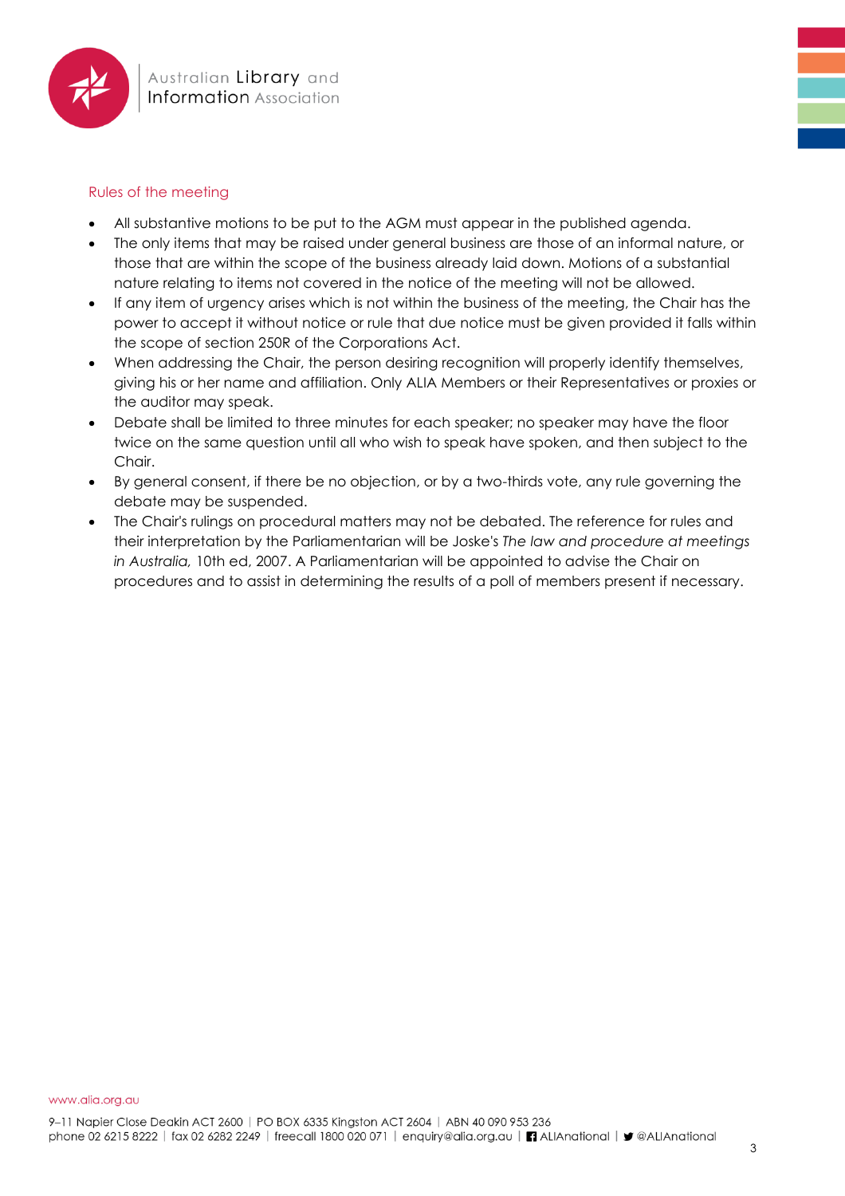## Rules of the meeting

- All substantive motions to be put to the AGM must appear in the published agenda.
- The only items that may be raised under general business are those of an informal nature, or those that are within the scope of the business already laid down. Motions of a substantial nature relating to items not covered in the notice of the meeting will not be allowed.
- If any item of urgency arises which is not within the business of the meeting, the Chair has the power to accept it without notice or rule that due notice must be given provided it falls within the scope of section 250R of the Corporations Act.
- When addressing the Chair, the person desiring recognition will properly identify themselves, giving his or her name and affiliation. Only ALIA Members or their Representatives or proxies or the auditor may speak.
- Debate shall be limited to three minutes for each speaker; no speaker may have the floor twice on the same question until all who wish to speak have spoken, and then subject to the Chair.
- By general consent, if there be no objection, or by a two-thirds vote, any rule governing the debate may be suspended.
- The Chair's rulings on procedural matters may not be debated. The reference for rules and their interpretation by the Parliamentarian will be Joske's *The law and procedure at meetings in Australia,* 10th ed, 2007. A Parliamentarian will be appointed to advise the Chair on procedures and to assist in determining the results of a poll of members present if necessary.